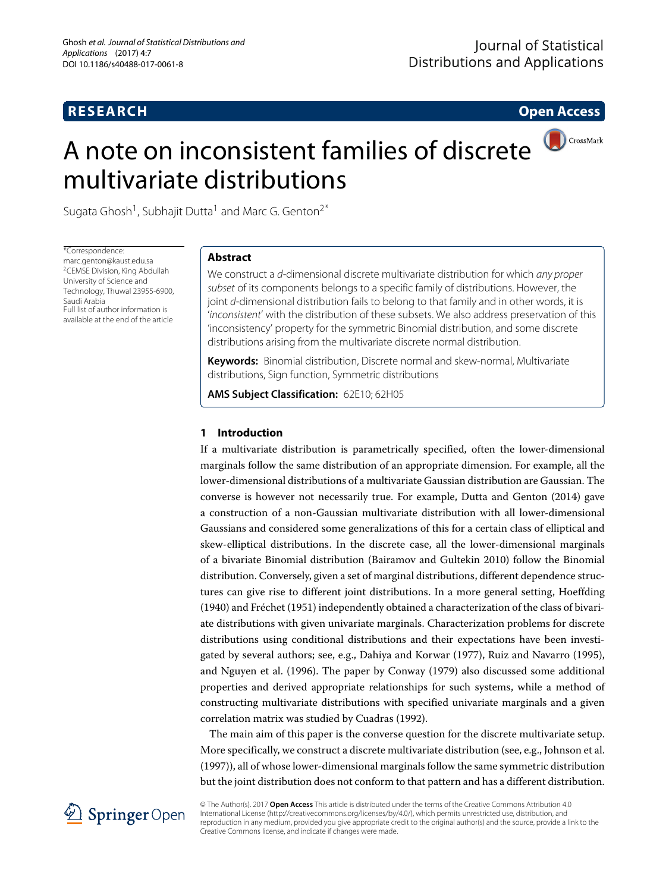**RESEARCH** **Open Access**

# A note on inconsistent families of discrete multivariate distributions

Sugata Ghosh[1], Subhajit Dutta[1] and Marc G. Genton[2*]

*Correspondence: marc.genton@kaust.edu.sa
[2]CEMSE Division, King Abdullah University of Science and Technology, Thuwal 23955-6900, Saudi Arabia
Full list of author information is available at the end of the article

## Abstract

We construct a $d$-dimensional discrete multivariate distribution for which *any proper subset* of its components belongs to a specific family of distributions. However, the joint $d$-dimensional distribution fails to belong to that family and in other words, it is '*inconsistent*' with the distribution of these subsets. We also address preservation of this 'inconsistency' property for the symmetric Binomial distribution, and some discrete distributions arising from the multivariate discrete normal distribution.

**Keywords:** Binomial distribution, Discrete normal and skew-normal, Multivariate distributions, Sign function, Symmetric distributions

**AMS Subject Classification:** 62E10; 62H05

## 1 Introduction

If a multivariate distribution is parametrically specified, often the lower-dimensional marginals follow the same distribution of an appropriate dimension. For example, all the lower-dimensional distributions of a multivariate Gaussian distribution are Gaussian. The converse is however not necessarily true. For example, Dutta and Genton (2014) gave a construction of a non-Gaussian multivariate distribution with all lower-dimensional Gaussians and considered some generalizations of this for a certain class of elliptical and skew-elliptical distributions. In the discrete case, all the lower-dimensional marginals of a bivariate Binomial distribution (Bairamov and Gultekin 2010) follow the Binomial distribution. Conversely, given a set of marginal distributions, different dependence structures can give rise to different joint distributions. In a more general setting, Hoeffding (1940) and Fréchet (1951) independently obtained a characterization of the class of bivariate distributions with given univariate marginals. Characterization problems for discrete distributions using conditional distributions and their expectations have been investigated by several authors; see, e.g., Dahiya and Korwar (1977), Ruiz and Navarro (1995), and Nguyen et al. (1996). The paper by Conway (1979) also discussed some additional properties and derived appropriate relationships for such systems, while a method of constructing multivariate distributions with specified univariate marginals and a given correlation matrix was studied by Cuadras (1992).

The main aim of this paper is the converse question for the discrete multivariate setup. More specifically, we construct a discrete multivariate distribution (see, e.g., Johnson et al. (1997)), all of whose lower-dimensional marginals follow the same symmetric distribution but the joint distribution does not conform to that pattern and has a different distribution.

© The Author(s). 2017 **Open Access** This article is distributed under the terms of the Creative Commons Attribution 4.0 International License (http://creativecommons.org/licenses/by/4.0/), which permits unrestricted use, distribution, and reproduction in any medium, provided you give appropriate credit to the original author(s) and the source, provide a link to the Creative Commons license, and indicate if changes were made.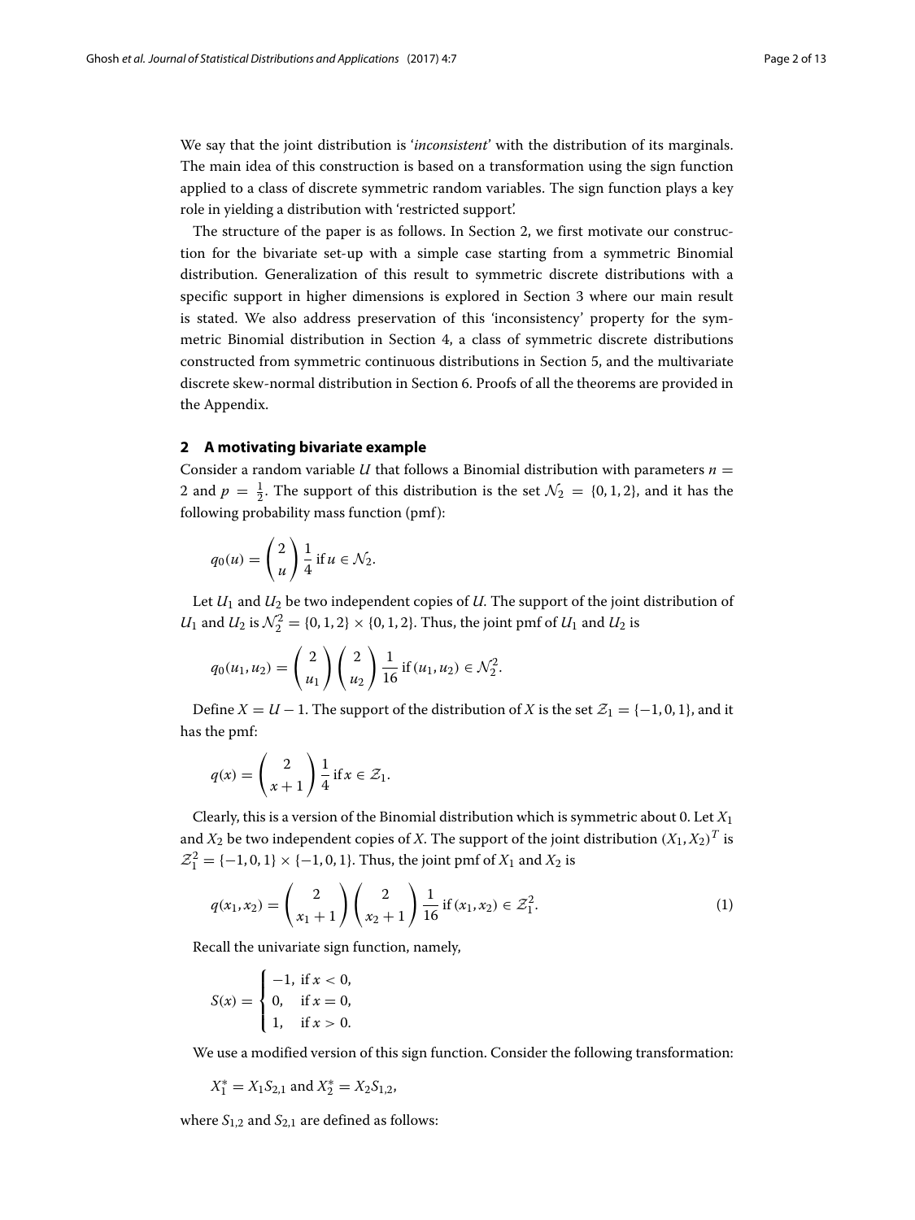We say that the joint distribution is '*inconsistent*' with the distribution of its marginals. The main idea of this construction is based on a transformation using the sign function applied to a class of discrete symmetric random variables. The sign function plays a key role in yielding a distribution with 'restricted support'.

The structure of the paper is as follows. In Section 2, we first motivate our construction for the bivariate set-up with a simple case starting from a symmetric Binomial distribution. Generalization of this result to symmetric discrete distributions with a specific support in higher dimensions is explored in Section 3 where our main result is stated. We also address preservation of this 'inconsistency' property for the symmetric Binomial distribution in Section 4, a class of symmetric discrete distributions constructed from symmetric continuous distributions in Section 5, and the multivariate discrete skew-normal distribution in Section 6. Proofs of all the theorems are provided in the Appendix.

## 2 A motivating bivariate example

Consider a random variable $U$ that follows a Binomial distribution with parameters $n = 2$ and $p = \frac{1}{2}$. The support of this distribution is the set $\mathcal{N}_2 = \{0, 1, 2\}$, and it has the following probability mass function (pmf):

$$q_0(u) = \binom{2}{u} \frac{1}{4} \text{ if } u \in \mathcal{N}_2.$$

Let $U_1$ and $U_2$ be two independent copies of $U$. The support of the joint distribution of $U_1$ and $U_2$ is $\mathcal{N}_2^2 = \{0, 1, 2\} \times \{0, 1, 2\}$. Thus, the joint pmf of $U_1$ and $U_2$ is

$$q_0(u_1, u_2) = \binom{2}{u_1} \binom{2}{u_2} \frac{1}{16} \text{ if } (u_1, u_2) \in \mathcal{N}_2^2.$$

Define $X = U - 1$. The support of the distribution of $X$ is the set $\mathcal{Z}_1 = \{-1, 0, 1\}$, and it has the pmf:

$$q(x) = \binom{2}{x+1} \frac{1}{4} \text{ if } x \in \mathcal{Z}_1.$$

Clearly, this is a version of the Binomial distribution which is symmetric about 0. Let $X_1$ and $X_2$ be two independent copies of $X$. The support of the joint distribution $(X_1, X_2)^T$ is $\mathcal{Z}_1^2 = \{-1, 0, 1\} \times \{-1, 0, 1\}$. Thus, the joint pmf of $X_1$ and $X_2$ is

$$q(x_1, x_2) = \binom{2}{x_1+1} \binom{2}{x_2+1} \frac{1}{16} \text{ if } (x_1, x_2) \in \mathcal{Z}_1^2. \tag{1}$$

Recall the univariate sign function, namely,

$$S(x) = \begin{cases} -1, & \text{if } x < 0, \\ 0, & \text{if } x = 0, \\ 1, & \text{if } x > 0. \end{cases}$$

We use a modified version of this sign function. Consider the following transformation:

$$X_1^* = X_1 S_{2,1} \text{ and } X_2^* = X_2 S_{1,2},$$

where $S_{1,2}$ and $S_{2,1}$ are defined as follows: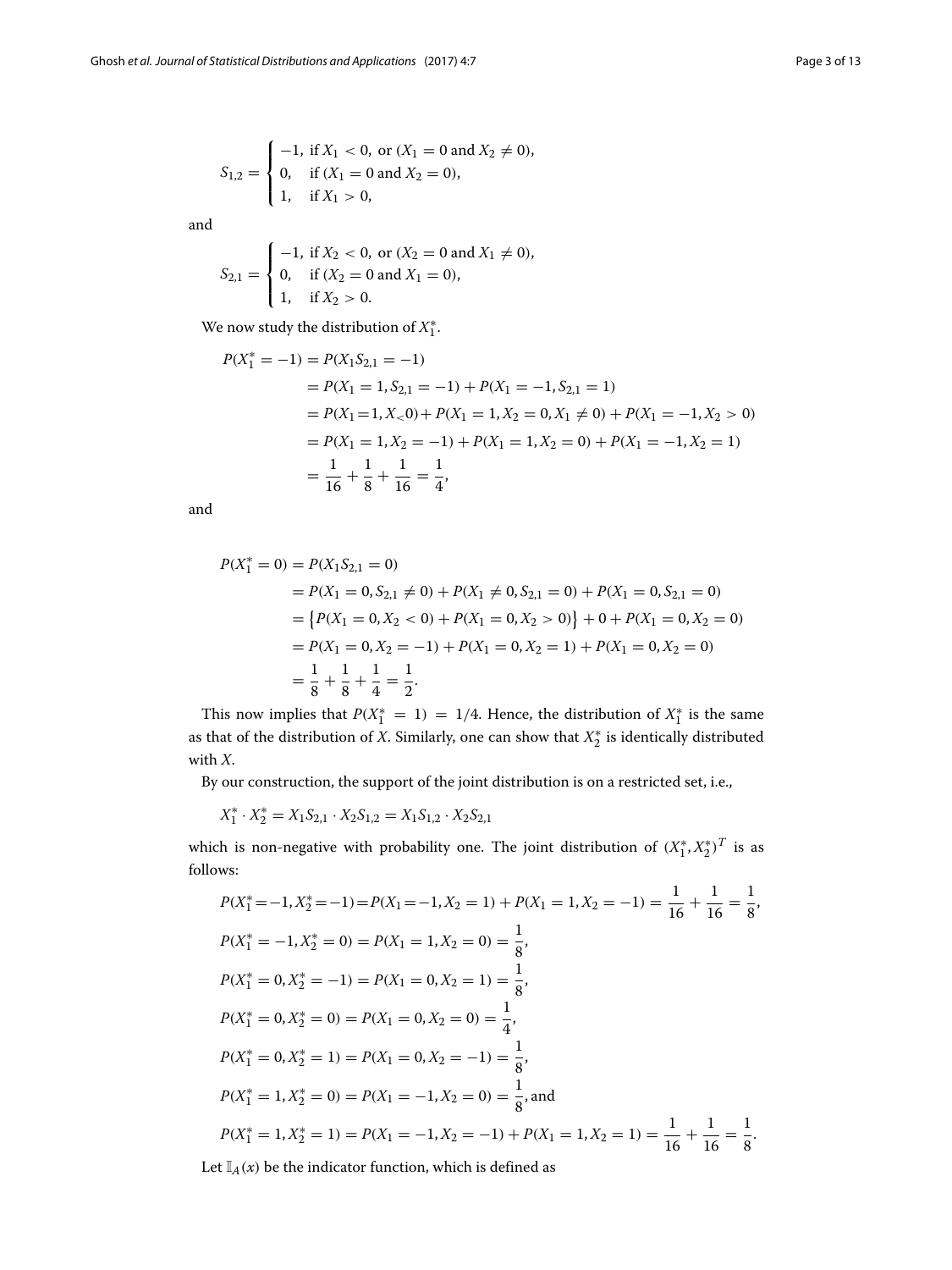$$S_{1,2} = \begin{cases} -1, & \text{if } X_1 < 0, \text{ or } (X_1 = 0 \text{ and } X_2 \neq 0), \\ 0, & \text{if } (X_1 = 0 \text{ and } X_2 = 0), \\ 1, & \text{if } X_1 > 0, \end{cases}$$

and

$$S_{2,1} = \begin{cases} -1, & \text{if } X_2 < 0, \text{ or } (X_2 = 0 \text{ and } X_1 \neq 0), \\ 0, & \text{if } (X_2 = 0 \text{ and } X_1 = 0), \\ 1, & \text{if } X_2 > 0. \end{cases}$$

We now study the distribution of $X_1^*$.

$$\begin{aligned} P(X_1^* = -1) &= P(X_1 S_{2,1} = -1) \\ &= P(X_1 = 1, S_{2,1} = -1) + P(X_1 = -1, S_{2,1} = 1) \\ &= P(X_1 = 1, X_< 0) + P(X_1 = 1, X_2 = 0, X_1 \neq 0) + P(X_1 = -1, X_2 > 0) \\ &= P(X_1 = 1, X_2 = -1) + P(X_1 = 1, X_2 = 0) + P(X_1 = -1, X_2 = 1) \\ &= \frac{1}{16} + \frac{1}{8} + \frac{1}{16} = \frac{1}{4}, \end{aligned}$$

and

$$\begin{aligned} P(X_1^* = 0) &= P(X_1 S_{2,1} = 0) \\ &= P(X_1 = 0, S_{2,1} \neq 0) + P(X_1 \neq 0, S_{2,1} = 0) + P(X_1 = 0, S_{2,1} = 0) \\ &= \left\{ P(X_1 = 0, X_2 < 0) + P(X_1 = 0, X_2 > 0) \right\} + 0 + P(X_1 = 0, X_2 = 0) \\ &= P(X_1 = 0, X_2 = -1) + P(X_1 = 0, X_2 = 1) + P(X_1 = 0, X_2 = 0) \\ &= \frac{1}{8} + \frac{1}{8} + \frac{1}{4} = \frac{1}{2}. \end{aligned}$$

This now implies that $P(X_1^* = 1) = 1/4$. Hence, the distribution of $X_1^*$ is the same as that of the distribution of $X$. Similarly, one can show that $X_2^*$ is identically distributed with $X$.

By our construction, the support of the joint distribution is on a restricted set, i.e.,

$$X_1^* \cdot X_2^* = X_1 S_{2,1} \cdot X_2 S_{1,2} = X_1 S_{1,2} \cdot X_2 S_{2,1}$$

which is non-negative with probability one. The joint distribution of $(X_1^*, X_2^*)^T$ is as follows:

$$\begin{aligned} &P(X_1^* = -1, X_2^* = -1) = P(X_1 = -1, X_2 = 1) + P(X_1 = 1, X_2 = -1) = \frac{1}{16} + \frac{1}{16} = \frac{1}{8}, \\ &P(X_1^* = -1, X_2^* = 0) = P(X_1 = 1, X_2 = 0) = \frac{1}{8}, \\ &P(X_1^* = 0, X_2^* = -1) = P(X_1 = 0, X_2 = 1) = \frac{1}{8}, \\ &P(X_1^* = 0, X_2^* = 0) = P(X_1 = 0, X_2 = 0) = \frac{1}{4}, \\ &P(X_1^* = 0, X_2^* = 1) = P(X_1 = 0, X_2 = -1) = \frac{1}{8}, \\ &P(X_1^* = 1, X_2^* = 0) = P(X_1 = -1, X_2 = 0) = \frac{1}{8}, \text{ and} \\ &P(X_1^* = 1, X_2^* = 1) = P(X_1 = -1, X_2 = -1) + P(X_1 = 1, X_2 = 1) = \frac{1}{16} + \frac{1}{16} = \frac{1}{8}. \end{aligned}$$

Let $\mathbb{I}_A(x)$ be the indicator function, which is defined as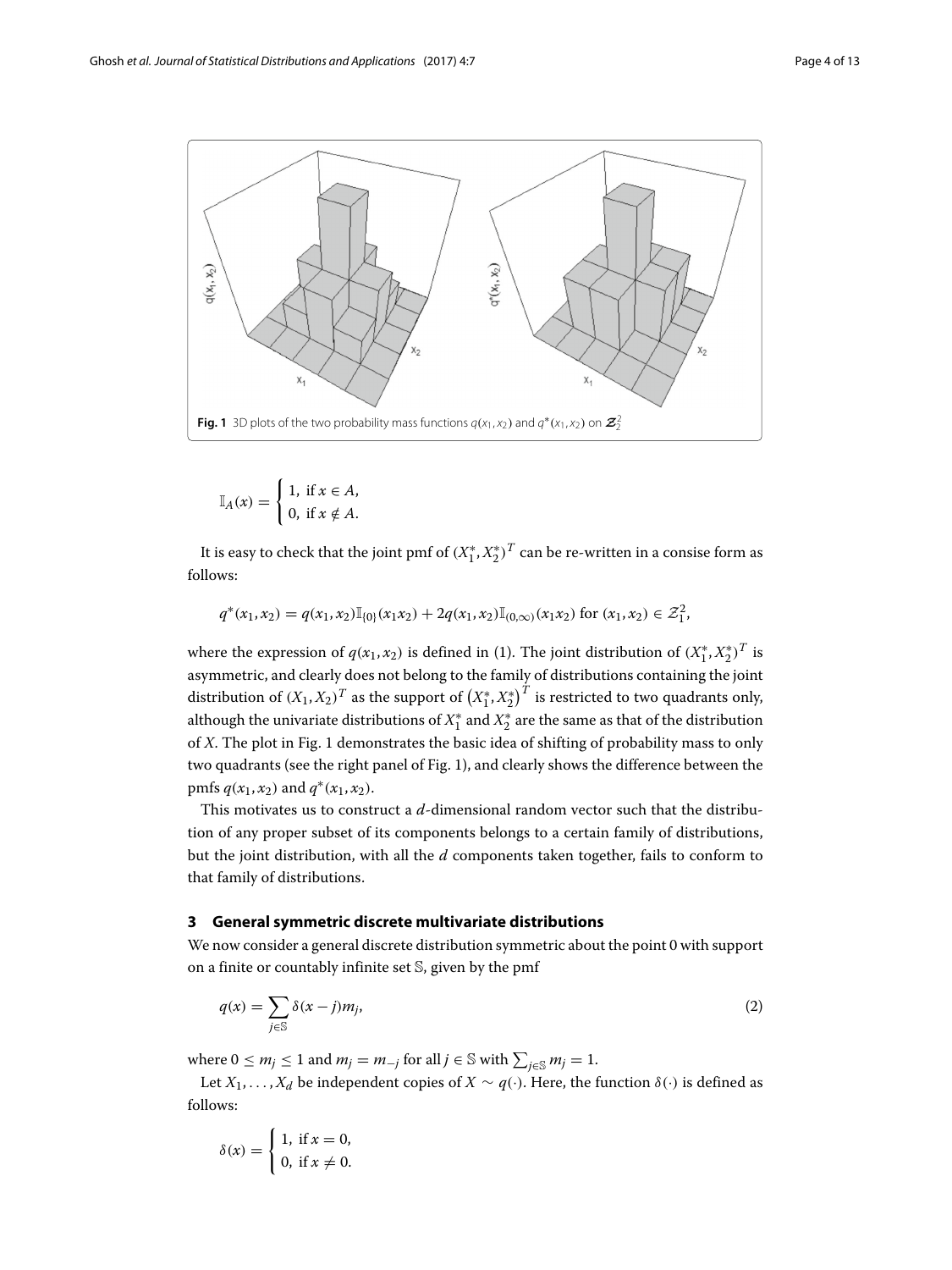**Fig. 1** 3D plots of the two probability mass functions $q(x_1, x_2)$ and $q^*(x_1, x_2)$ on $\mathcal{Z}_2^2$

$$\mathbb{I}_A(x) = \begin{cases} 1, & \text{if } x \in A, \\ 0, & \text{if } x \notin A. \end{cases}$$

It is easy to check that the joint pmf of $(X_1^*, X_2^*)^T$ can be re-written in a consise form as follows:

$$q^*(x_1, x_2) = q(x_1, x_2)\mathbb{I}_{\{0\}}(x_1 x_2) + 2q(x_1, x_2)\mathbb{I}_{(0,\infty)}(x_1 x_2) \text{ for } (x_1, x_2) \in \mathcal{Z}_1^2,$$

where the expression of $q(x_1, x_2)$ is defined in (1). The joint distribution of $(X_1^*, X_2^*)^T$ is asymmetric, and clearly does not belong to the family of distributions containing the joint distribution of $(X_1, X_2)^T$ as the support of $\left(X_1^*, X_2^*\right)^T$ is restricted to two quadrants only, although the univariate distributions of $X_1^*$ and $X_2^*$ are the same as that of the distribution of $X$. The plot in Fig. 1 demonstrates the basic idea of shifting of probability mass to only two quadrants (see the right panel of Fig. 1), and clearly shows the difference between the pmfs $q(x_1, x_2)$ and $q^*(x_1, x_2)$.

This motivates us to construct a $d$-dimensional random vector such that the distribution of any proper subset of its components belongs to a certain family of distributions, but the joint distribution, with all the $d$ components taken together, fails to conform to that family of distributions.

## 3 General symmetric discrete multivariate distributions

We now consider a general discrete distribution symmetric about the point 0 with support on a finite or countably infinite set $\mathbb{S}$, given by the pmf

$$q(x) = \sum_{j \in \mathbb{S}} \delta(x - j) m_j, \tag{2}$$

where $0 \leq m_j \leq 1$ and $m_j = m_{-j}$ for all $j \in \mathbb{S}$ with $\sum_{j \in \mathbb{S}} m_j = 1$.

Let $X_1, \ldots, X_d$ be independent copies of $X \sim q(\cdot)$. Here, the function $\delta(\cdot)$ is defined as follows:

$$\delta(x) = \begin{cases} 1, & \text{if } x = 0, \\ 0, & \text{if } x \neq 0. \end{cases}$$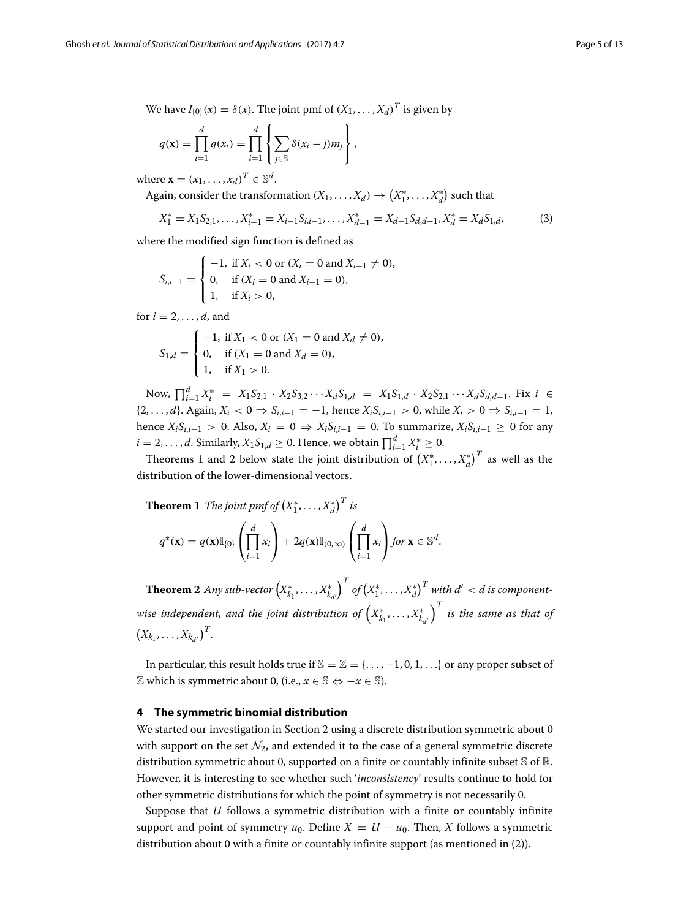We have $I_{\{0\}}(x) = \delta(x)$. The joint pmf of $(X_1, \ldots, X_d)^T$ is given by

$$q(\mathbf{x}) = \prod_{i=1}^{d} q(x_i) = \prod_{i=1}^{d} \left\{ \sum_{j \in \mathbb{S}} \delta(x_i - j) m_j \right\},$$

where $\mathbf{x} = (x_1, \ldots, x_d)^T \in \mathbb{S}^d$.

Again, consider the transformation $(X_1, \ldots, X_d) \to (X_1^*, \ldots, X_d^*)$ such that

$$X_1^* = X_1 S_{2,1}, \ldots, X_{i-1}^* = X_{i-1} S_{i,i-1}, \ldots, X_{d-1}^* = X_{d-1} S_{d,d-1}, X_d^* = X_d S_{1,d}, \tag{3}$$

where the modified sign function is defined as

$$S_{i,i-1} = \begin{cases} -1, & \text{if } X_i < 0 \text{ or } (X_i = 0 \text{ and } X_{i-1} \neq 0), \\ 0, & \text{if } (X_i = 0 \text{ and } X_{i-1} = 0), \\ 1, & \text{if } X_i > 0, \end{cases}$$

for $i = 2, \ldots, d$, and

$$S_{1,d} = \begin{cases} -1, & \text{if } X_1 < 0 \text{ or } (X_1 = 0 \text{ and } X_d \neq 0), \\ 0, & \text{if } (X_1 = 0 \text{ and } X_d = 0), \\ 1, & \text{if } X_1 > 0. \end{cases}$$

Now, $\prod_{i=1}^{d} X_i^* = X_1 S_{2,1} \cdot X_2 S_{3,2} \cdots X_d S_{1,d} = X_1 S_{1,d} \cdot X_2 S_{2,1} \cdots X_d S_{d,d-1}$. Fix $i \in \{2, \ldots, d\}$. Again, $X_i < 0 \Rightarrow S_{i,i-1} = -1$, hence $X_i S_{i,i-1} > 0$, while $X_i > 0 \Rightarrow S_{i,i-1} = 1$, hence $X_i S_{i,i-1} > 0$. Also, $X_i = 0 \Rightarrow X_i S_{i,i-1} = 0$. To summarize, $X_i S_{i,i-1} \geq 0$ for any $i = 2, \ldots, d$. Similarly, $X_1 S_{1,d} \geq 0$. Hence, we obtain $\prod_{i=1}^{d} X_i^* \geq 0$.

Theorems 1 and 2 below state the joint distribution of $(X_1^*, \ldots, X_d^*)^T$ as well as the distribution of the lower-dimensional vectors.

**Theorem 1** *The joint pmf of* $(X_1^*, \ldots, X_d^*)^T$ *is*

$$q^*(\mathbf{x}) = q(\mathbf{x}) \mathbb{I}_{\{0\}} \left( \prod_{i=1}^{d} x_i \right) + 2q(\mathbf{x}) \mathbb{I}_{(0,\infty)} \left( \prod_{i=1}^{d} x_i \right) \textit{for } \mathbf{x} \in \mathbb{S}^d.$$

**Theorem 2** *Any sub-vector* $\left(X_{k_1}^*, \ldots, X_{k_{d'}}^*\right)^T$ *of* $(X_1^*, \ldots, X_d^*)^T$ *with* $d' < d$ *is component-wise independent, and the joint distribution of* $\left(X_{k_1}^*, \ldots, X_{k_{d'}}^*\right)^T$ *is the same as that of* $\left(X_{k_1}, \ldots, X_{k_{d'}}\right)^T$.

In particular, this result holds true if $\mathbb{S} = \mathbb{Z} = \{\ldots, -1, 0, 1, \ldots\}$ or any proper subset of $\mathbb{Z}$ which is symmetric about 0, (i.e., $x \in \mathbb{S} \Leftrightarrow -x \in \mathbb{S}$).

## 4 The symmetric binomial distribution

We started our investigation in Section 2 using a discrete distribution symmetric about 0 with support on the set $\mathcal{N}_2$, and extended it to the case of a general symmetric discrete distribution symmetric about 0, supported on a finite or countably infinite subset $\mathbb{S}$ of $\mathbb{R}$. However, it is interesting to see whether such '*inconsistency*' results continue to hold for other symmetric distributions for which the point of symmetry is not necessarily 0.

Suppose that $U$ follows a symmetric distribution with a finite or countably infinite support and point of symmetry $u_0$. Define $X = U - u_0$. Then, $X$ follows a symmetric distribution about 0 with a finite or countably infinite support (as mentioned in (2)).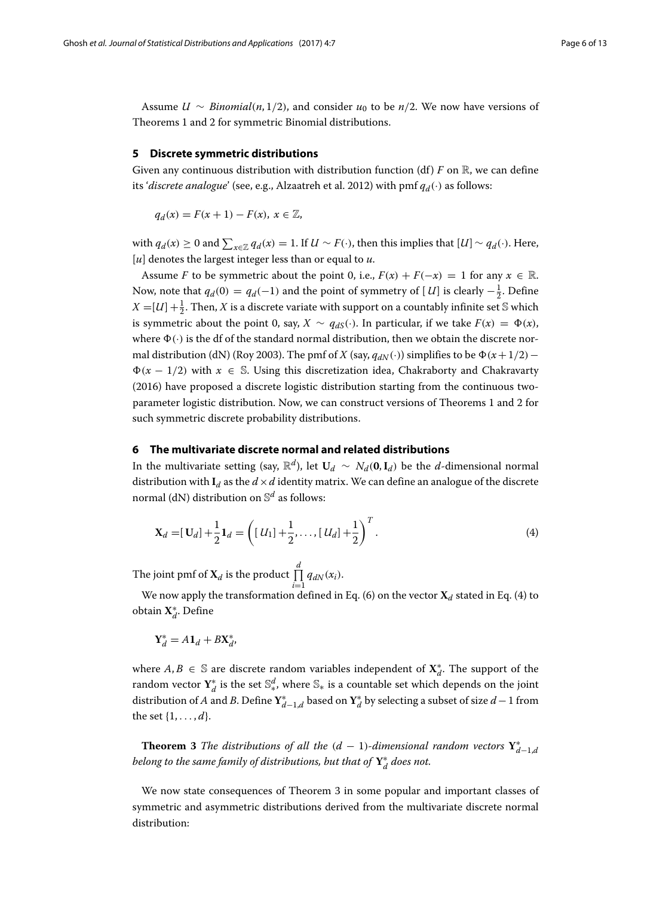Assume $U \sim \mathit{Binomial}(n, 1/2)$, and consider $u_0$ to be $n/2$. We now have versions of Theorems 1 and 2 for symmetric Binomial distributions.

## 5 Discrete symmetric distributions

Given any continuous distribution with distribution function (df) $F$ on $\mathbb{R}$, we can define its '*discrete analogue*' (see, e.g., Alzaatreh et al. 2012) with pmf $q_d(\cdot)$ as follows:

$$q_d(x) = F(x+1) - F(x),\ x \in \mathbb{Z},$$

with $q_d(x) \geq 0$ and $\sum_{x \in \mathbb{Z}} q_d(x) = 1$. If $U \sim F(\cdot)$, then this implies that $[U] \sim q_d(\cdot)$. Here, $[u]$ denotes the largest integer less than or equal to $u$.

Assume $F$ to be symmetric about the point 0, i.e., $F(x) + F(-x) = 1$ for any $x \in \mathbb{R}$. Now, note that $q_d(0) = q_d(-1)$ and the point of symmetry of $[U]$ is clearly $-\frac{1}{2}$. Define $X = [U] + \frac{1}{2}$. Then, $X$ is a discrete variate with support on a countably infinite set $\mathbb{S}$ which is symmetric about the point 0, say, $X \sim q_{dS}(\cdot)$. In particular, if we take $F(x) = \Phi(x)$, where $\Phi(\cdot)$ is the df of the standard normal distribution, then we obtain the discrete normal distribution (dN) (Roy 2003). The pmf of $X$ (say, $q_{dN}(\cdot)$) simplifies to be $\Phi(x + 1/2) - \Phi(x - 1/2)$ with $x \in \mathbb{S}$. Using this discretization idea, Chakraborty and Chakravarty (2016) have proposed a discrete logistic distribution starting from the continuous two-parameter logistic distribution. Now, we can construct versions of Theorems 1 and 2 for such symmetric discrete probability distributions.

## 6 The multivariate discrete normal and related distributions

In the multivariate setting (say, $\mathbb{R}^d$), let $\mathbf{U}_d \sim N_d(\mathbf{0}, \mathbf{I}_d)$ be the $d$-dimensional normal distribution with $\mathbf{I}_d$ as the $d \times d$ identity matrix. We can define an analogue of the discrete normal (dN) distribution on $\mathbb{S}^d$ as follows:

$$\mathbf{X}_d = [\mathbf{U}_d] + \frac{1}{2}\mathbf{1}_d = \left([U_1] + \frac{1}{2}, \ldots, [U_d] + \frac{1}{2}\right)^T. \tag{4}$$

The joint pmf of $\mathbf{X}_d$ is the product $\prod_{i=1}^{d} q_{dN}(x_i)$.

We now apply the transformation defined in Eq. (6) on the vector $\mathbf{X}_d$ stated in Eq. (4) to obtain $\mathbf{X}_d^*$. Define

$$\mathbf{Y}_d^* = A\mathbf{1}_d + B\mathbf{X}_d^*,$$

where $A, B \in \mathbb{S}$ are discrete random variables independent of $\mathbf{X}_d^*$. The support of the random vector $\mathbf{Y}_d^*$ is the set $\mathbb{S}_*^d$, where $\mathbb{S}_*$ is a countable set which depends on the joint distribution of $A$ and $B$. Define $\mathbf{Y}_{d-1,d}^*$ based on $\mathbf{Y}_d^*$ by selecting a subset of size $d-1$ from the set $\{1, \ldots, d\}$.

**Theorem 3** *The distributions of all the* $(d-1)$*-dimensional random vectors* $\mathbf{Y}_{d-1,d}^*$ *belong to the same family of distributions, but that of* $\mathbf{Y}_d^*$ *does not.*

We now state consequences of Theorem 3 in some popular and important classes of symmetric and asymmetric distributions derived from the multivariate discrete normal distribution: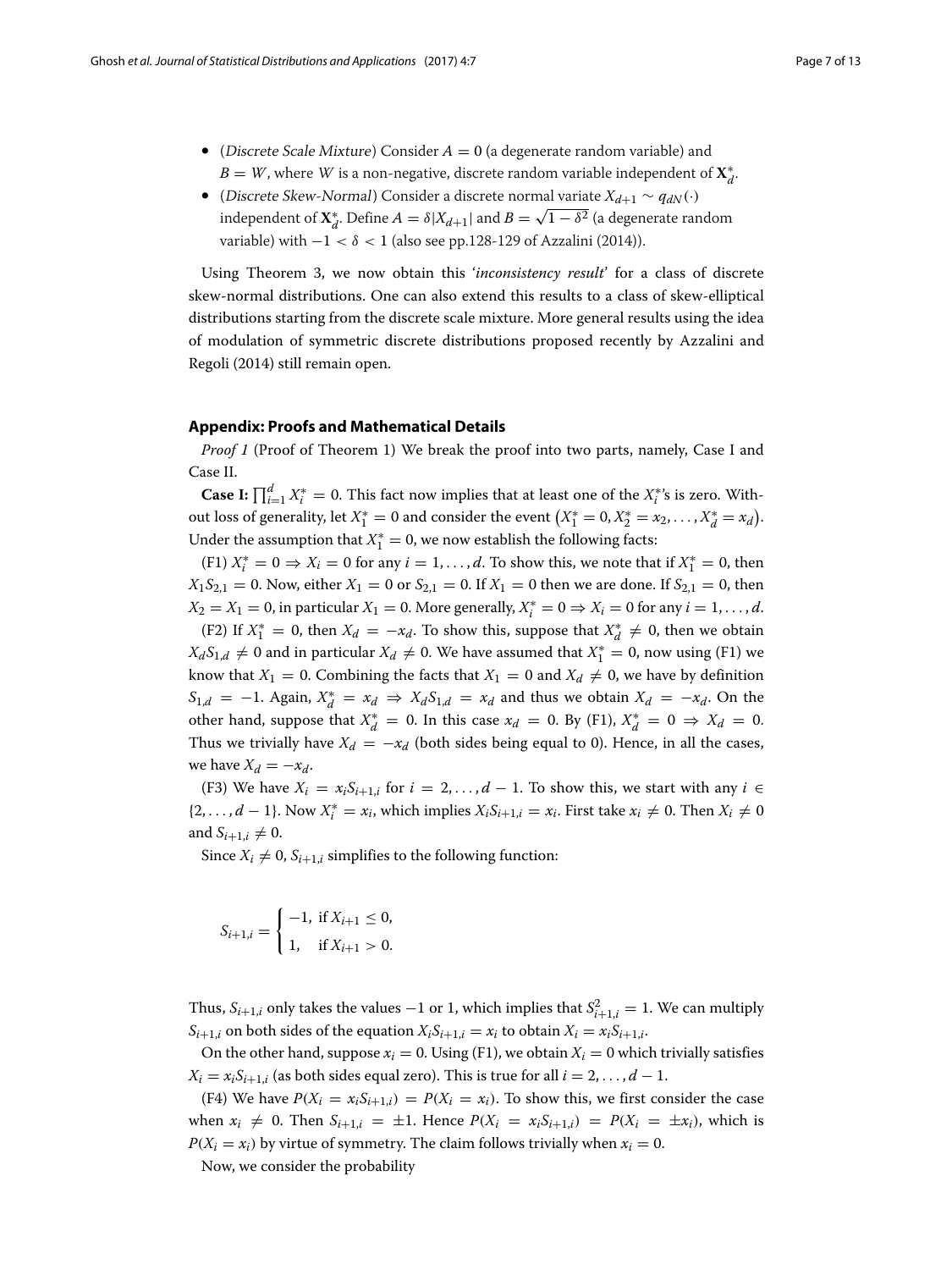- (*Discrete Scale Mixture*) Consider $A = 0$ (a degenerate random variable) and $B = W$, where $W$ is a non-negative, discrete random variable independent of $\mathbf{X}_d^*$.
- (*Discrete Skew-Normal*) Consider a discrete normal variate $X_{d+1} \sim q_{dN}(\cdot)$ independent of $\mathbf{X}_d^*$. Define $A = \delta |X_{d+1}|$ and $B = \sqrt{1-\delta^2}$ (a degenerate random variable) with $-1 < \delta < 1$ (also see pp.128-129 of Azzalini (2014)).

Using Theorem 3, we now obtain this '*inconsistency result*' for a class of discrete skew-normal distributions. One can also extend this results to a class of skew-elliptical distributions starting from the discrete scale mixture. More general results using the idea of modulation of symmetric discrete distributions proposed recently by Azzalini and Regoli (2014) still remain open.

## Appendix: Proofs and Mathematical Details

*Proof 1* (Proof of Theorem 1) We break the proof into two parts, namely, Case I and Case II.

**Case I:** $\prod_{i=1}^{d} X_i^* = 0$. This fact now implies that at least one of the $X_i^*$'s is zero. Without loss of generality, let $X_1^* = 0$ and consider the event $\left(X_1^* = 0, X_2^* = x_2, \ldots, X_d^* = x_d\right)$. Under the assumption that $X_1^* = 0$, we now establish the following facts:

(F1) $X_i^* = 0 \Rightarrow X_i = 0$ for any $i = 1, \ldots, d$. To show this, we note that if $X_1^* = 0$, then $X_1 S_{2,1} = 0$. Now, either $X_1 = 0$ or $S_{2,1} = 0$. If $X_1 = 0$ then we are done. If $S_{2,1} = 0$, then $X_2 = X_1 = 0$, in particular $X_1 = 0$. More generally, $X_i^* = 0 \Rightarrow X_i = 0$ for any $i = 1, \ldots, d$.

(F2) If $X_1^* = 0$, then $X_d = -x_d$. To show this, suppose that $X_d^* \neq 0$, then we obtain $X_d S_{1,d} \neq 0$ and in particular $X_d \neq 0$. We have assumed that $X_1^* = 0$, now using (F1) we know that $X_1 = 0$. Combining the facts that $X_1 = 0$ and $X_d \neq 0$, we have by definition $S_{1,d} = -1$. Again, $X_d^* = x_d \Rightarrow X_d S_{1,d} = x_d$ and thus we obtain $X_d = -x_d$. On the other hand, suppose that $X_d^* = 0$. In this case $x_d = 0$. By (F1), $X_d^* = 0 \Rightarrow X_d = 0$. Thus we trivially have $X_d = -x_d$ (both sides being equal to 0). Hence, in all the cases, we have $X_d = -x_d$.

(F3) We have $X_i = x_i S_{i+1,i}$ for $i = 2, \ldots, d-1$. To show this, we start with any $i \in \{2, \ldots, d-1\}$. Now $X_i^* = x_i$, which implies $X_i S_{i+1,i} = x_i$. First take $x_i \neq 0$. Then $X_i \neq 0$ and $S_{i+1,i} \neq 0$.

Since $X_i \neq 0$, $S_{i+1,i}$ simplifies to the following function:

$$S_{i+1,i} = \begin{cases} -1, & \text{if } X_{i+1} \leq 0, \\ 1, & \text{if } X_{i+1} > 0. \end{cases}$$

Thus, $S_{i+1,i}$ only takes the values $-1$ or 1, which implies that $S_{i+1,i}^2 = 1$. We can multiply $S_{i+1,i}$ on both sides of the equation $X_i S_{i+1,i} = x_i$ to obtain $X_i = x_i S_{i+1,i}$.

On the other hand, suppose $x_i = 0$. Using (F1), we obtain $X_i = 0$ which trivially satisfies $X_i = x_i S_{i+1,i}$ (as both sides equal zero). This is true for all $i = 2, \ldots, d-1$.

(F4) We have $P(X_i = x_i S_{i+1,i}) = P(X_i = x_i)$. To show this, we first consider the case when $x_i \neq 0$. Then $S_{i+1,i} = \pm 1$. Hence $P(X_i = x_i S_{i+1,i}) = P(X_i = \pm x_i)$, which is $P(X_i = x_i)$ by virtue of symmetry. The claim follows trivially when $x_i = 0$.

Now, we consider the probability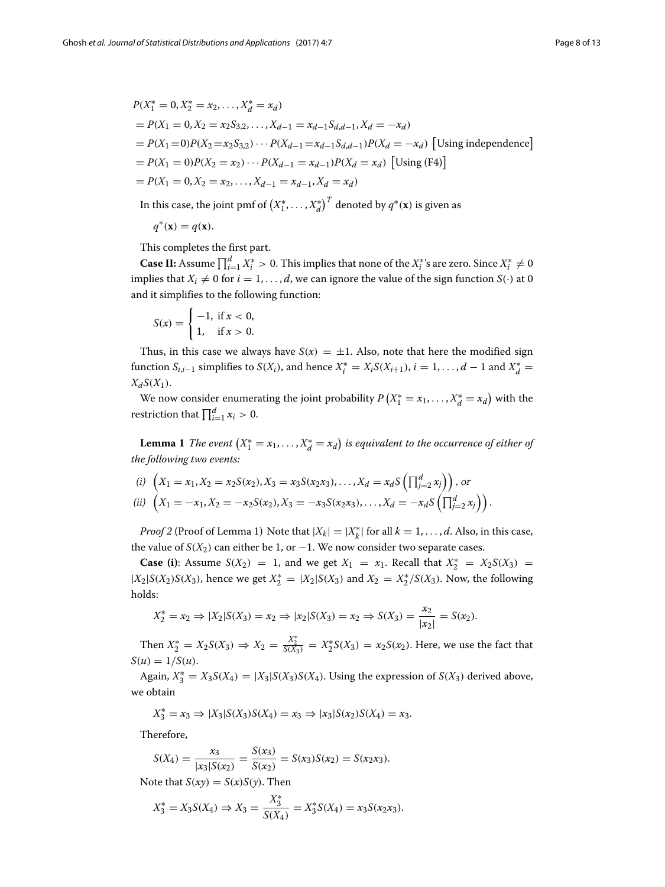$$
\begin{aligned}
&P(X_1^* = 0, X_2^* = x_2, \ldots, X_d^* = x_d) \\
&= P(X_1 = 0, X_2 = x_2 S_{3,2}, \ldots, X_{d-1} = x_{d-1} S_{d,d-1}, X_d = -x_d) \\
&= P(X_1 = 0) P(X_2 = x_2 S_{3,2}) \cdots P(X_{d-1} = x_{d-1} S_{d,d-1}) P(X_d = -x_d) \ \left[\text{Using independence}\right] \\
&= P(X_1 = 0) P(X_2 = x_2) \cdots P(X_{d-1} = x_{d-1}) P(X_d = x_d) \ \left[\text{Using (F4)}\right] \\
&= P(X_1 = 0, X_2 = x_2, \ldots, X_{d-1} = x_{d-1}, X_d = x_d)
\end{aligned}
$$

In this case, the joint pmf of $\left(X_1^*, \ldots, X_d^*\right)^T$ denoted by $q^*(\mathbf{x})$ is given as

$$q^*(\mathbf{x}) = q(\mathbf{x}).$$

This completes the first part.

**Case II:** Assume $\prod_{i=1}^d X_i^* > 0$. This implies that none of the $X_i^*$'s are zero. Since $X_i^* \neq 0$ implies that $X_i \neq 0$ for $i = 1, \ldots, d$, we can ignore the value of the sign function $S(\cdot)$ at 0 and it simplifies to the following function:

$$
S(x) = \begin{cases} -1, & \text{if } x < 0, \\ 1, & \text{if } x > 0. \end{cases}
$$

Thus, in this case we always have $S(x) = \pm 1$. Also, note that here the modified sign function $S_{i,i-1}$ simplifies to $S(X_i)$, and hence $X_i^* = X_i S(X_{i+1})$, $i = 1, \ldots, d-1$ and $X_d^* = X_d S(X_1)$.

We now consider enumerating the joint probability $P\left(X_1^* = x_1, \ldots, X_d^* = x_d\right)$ with the restriction that $\prod_{i=1}^d x_i > 0$.

**Lemma 1** *The event $\left(X_1^* = x_1, \ldots, X_d^* = x_d\right)$ is equivalent to the occurrence of either of the following two events:*

*(i)* $\left(X_1 = x_1, X_2 = x_2 S(x_2), X_3 = x_3 S(x_2 x_3), \ldots, X_d = x_d S\left(\prod_{j=2}^d x_j\right)\right)$, *or*

*(ii)* $\left(X_1 = -x_1, X_2 = -x_2 S(x_2), X_3 = -x_3 S(x_2 x_3), \ldots, X_d = -x_d S\left(\prod_{j=2}^d x_j\right)\right)$.

*Proof 2* (Proof of Lemma 1) Note that $|X_k| = |X_k^*|$ for all $k = 1, \ldots, d$. Also, in this case, the value of $S(X_2)$ can either be 1, or $-1$. We now consider two separate cases.

**Case (i)**: Assume $S(X_2) = 1$, and we get $X_1 = x_1$. Recall that $X_2^* = X_2 S(X_3) = |X_2| S(X_2) S(X_3)$, hence we get $X_2^* = |X_2| S(X_3)$ and $X_2 = X_2^*/S(X_3)$. Now, the following holds:

$$X_2^* = x_2 \Rightarrow |X_2| S(X_3) = x_2 \Rightarrow |x_2| S(X_3) = x_2 \Rightarrow S(X_3) = \frac{x_2}{|x_2|} = S(x_2).$$

Then $X_2^* = X_2 S(X_3) \Rightarrow X_2 = \frac{X_2^*}{S(X_3)} = X_2^* S(X_3) = x_2 S(x_2)$. Here, we use the fact that $S(u) = 1/S(u)$.

Again, $X_3^* = X_3 S(X_4) = |X_3| S(X_3) S(X_4)$. Using the expression of $S(X_3)$ derived above, we obtain

$$X_3^* = x_3 \Rightarrow |X_3| S(X_3) S(X_4) = x_3 \Rightarrow |x_3| S(x_2) S(X_4) = x_3.$$

Therefore,

$$S(X_4) = \frac{x_3}{|x_3| S(x_2)} = \frac{S(x_3)}{S(x_2)} = S(x_3) S(x_2) = S(x_2 x_3).$$

Note that $S(xy) = S(x) S(y)$. Then

$$X_3^* = X_3 S(X_4) \Rightarrow X_3 = \frac{X_3^*}{S(X_4)} = X_3^* S(X_4) = x_3 S(x_2 x_3).$$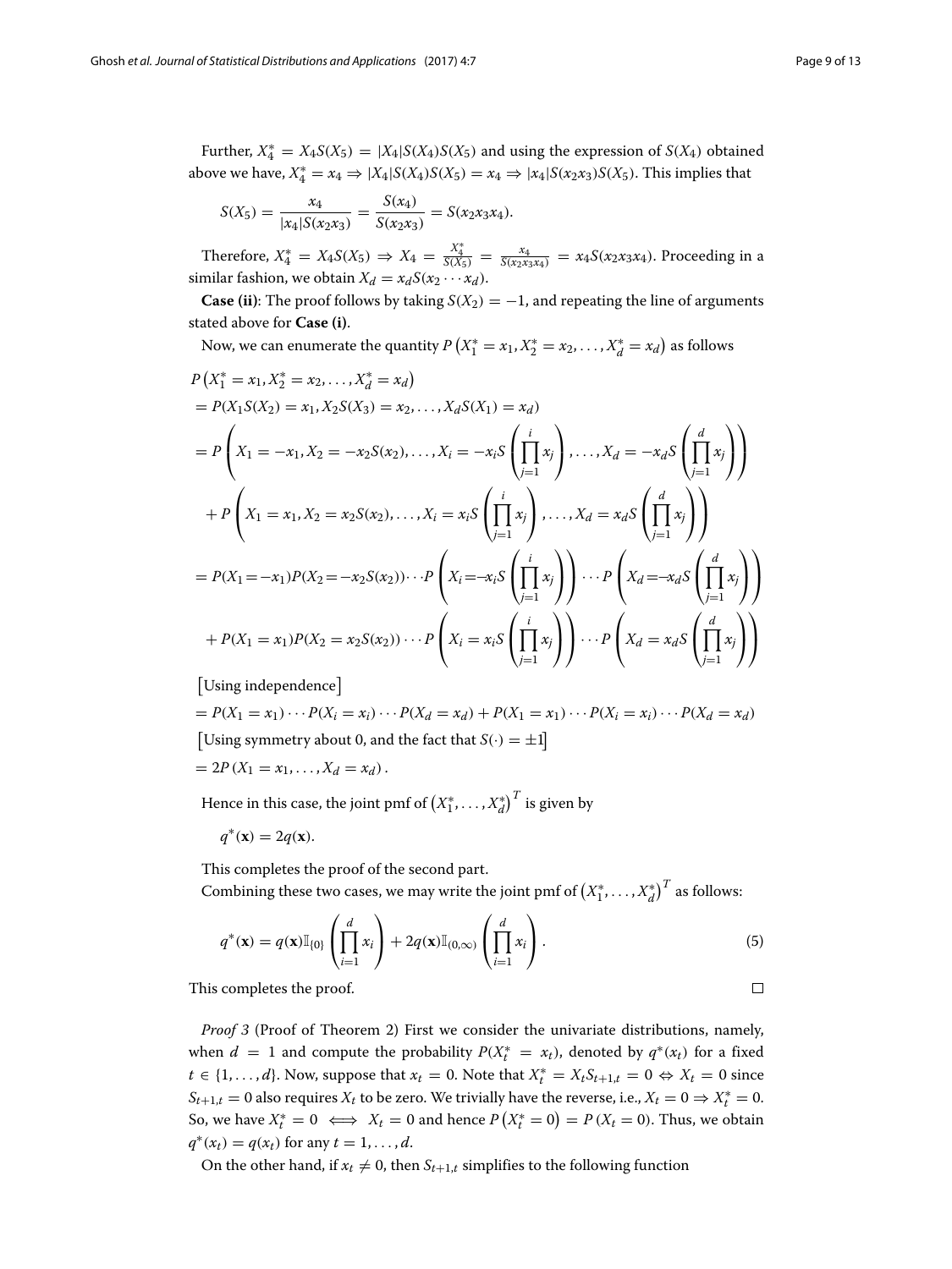Further, $X_4^* = X_4 S(X_5) = |X_4| S(X_4) S(X_5)$ and using the expression of $S(X_4)$ obtained above we have, $X_4^* = x_4 \Rightarrow |X_4| S(X_4) S(X_5) = x_4 \Rightarrow |x_4| S(x_2 x_3) S(X_5)$. This implies that

$$S(X_5) = \frac{x_4}{|x_4| S(x_2 x_3)} = \frac{S(x_4)}{S(x_2 x_3)} = S(x_2 x_3 x_4).$$

Therefore, $X_4^* = X_4 S(X_5) \Rightarrow X_4 = \frac{X_4^*}{S(X_5)} = \frac{x_4}{S(x_2 x_3 x_4)} = x_4 S(x_2 x_3 x_4)$. Proceeding in a similar fashion, we obtain $X_d = x_d S(x_2 \cdots x_d)$.

**Case (ii)**: The proof follows by taking $S(X_2) = -1$, and repeating the line of arguments stated above for **Case (i)**.

Now, we can enumerate the quantity $P\left(X_1^* = x_1, X_2^* = x_2, \ldots, X_d^* = x_d\right)$ as follows

$$\begin{aligned}
&P\left(X_1^* = x_1, X_2^* = x_2, \ldots, X_d^* = x_d\right) \\
&= P(X_1 S(X_2) = x_1, X_2 S(X_3) = x_2, \ldots, X_d S(X_1) = x_d) \\
&= P\left(X_1 = -x_1, X_2 = -x_2 S(x_2), \ldots, X_i = -x_i S\left(\prod_{j=1}^{i} x_j\right), \ldots, X_d = -x_d S\left(\prod_{j=1}^{d} x_j\right)\right) \\
&\quad + P\left(X_1 = x_1, X_2 = x_2 S(x_2), \ldots, X_i = x_i S\left(\prod_{j=1}^{i} x_j\right), \ldots, X_d = x_d S\left(\prod_{j=1}^{d} x_j\right)\right) \\
&= P(X_1 = -x_1) P(X_2 = -x_2 S(x_2)) \cdots P\left(X_i = -x_i S\left(\prod_{j=1}^{i} x_j\right)\right) \cdots P\left(X_d = -x_d S\left(\prod_{j=1}^{d} x_j\right)\right) \\
&\quad + P(X_1 = x_1) P(X_2 = x_2 S(x_2)) \cdots P\left(X_i = x_i S\left(\prod_{j=1}^{i} x_j\right)\right) \cdots P\left(X_d = x_d S\left(\prod_{j=1}^{d} x_j\right)\right) \\
&\quad [\text{Using independence}] \\
&= P(X_1 = x_1) \cdots P(X_i = x_i) \cdots P(X_d = x_d) + P(X_1 = x_1) \cdots P(X_i = x_i) \cdots P(X_d = x_d) \\
&\quad [\text{Using symmetry about 0, and the fact that } S(\cdot) = \pm 1] \\
&= 2P\left(X_1 = x_1, \ldots, X_d = x_d\right).
\end{aligned}$$

Hence in this case, the joint pmf of $\left(X_1^*, \ldots, X_d^*\right)^T$ is given by

$$q^*(\mathbf{x}) = 2q(\mathbf{x}).$$

This completes the proof of the second part.

Combining these two cases, we may write the joint pmf of $\left(X_1^*, \ldots, X_d^*\right)^T$ as follows:

$$q^*(\mathbf{x}) = q(\mathbf{x}) \mathbb{I}_{\{0\}}\left(\prod_{i=1}^{d} x_i\right) + 2q(\mathbf{x}) \mathbb{I}_{(0,\infty)}\left(\prod_{i=1}^{d} x_i\right). \tag{5}$$

This completes the proof. □

*Proof 3* (Proof of Theorem 2) First we consider the univariate distributions, namely, when $d = 1$ and compute the probability $P(X_t^* = x_t)$, denoted by $q^*(x_t)$ for a fixed $t \in \{1, \ldots, d\}$. Now, suppose that $x_t = 0$. Note that $X_t^* = X_t S_{t+1,t} = 0 \Leftrightarrow X_t = 0$ since $S_{t+1,t} = 0$ also requires $X_t$ to be zero. We trivially have the reverse, i.e., $X_t = 0 \Rightarrow X_t^* = 0$. So, we have $X_t^* = 0 \iff X_t = 0$ and hence $P\left(X_t^* = 0\right) = P\left(X_t = 0\right)$. Thus, we obtain $q^*(x_t) = q(x_t)$ for any $t = 1, \ldots, d$.

On the other hand, if $x_t \neq 0$, then $S_{t+1,t}$ simplifies to the following function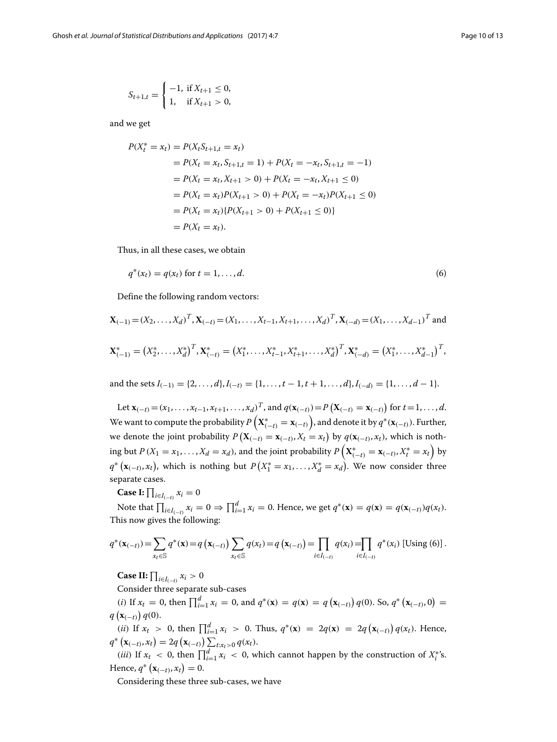$$S_{t+1,t} = \begin{cases} -1, & \text{if } X_{t+1} \le 0, \\ 1, & \text{if } X_{t+1} > 0, \end{cases}$$

and we get

$$\begin{aligned}
P(X_t^* = x_t) &= P(X_t S_{t+1,t} = x_t) \\
&= P(X_t = x_t, S_{t+1,t} = 1) + P(X_t = -x_t, S_{t+1,t} = -1) \\
&= P(X_t = x_t, X_{t+1} > 0) + P(X_t = -x_t, X_{t+1} \le 0) \\
&= P(X_t = x_t)P(X_{t+1} > 0) + P(X_t = -x_t)P(X_{t+1} \le 0) \\
&= P(X_t = x_t)\{P(X_{t+1} > 0) + P(X_{t+1} \le 0)\} \\
&= P(X_t = x_t).
\end{aligned}$$

Thus, in all these cases, we obtain

$$q^*(x_t) = q(x_t) \text{ for } t = 1, \ldots, d. \tag{6}$$

Define the following random vectors:

$$\mathbf{X}_{(-1)} = (X_2, \ldots, X_d)^T, \mathbf{X}_{(-t)} = (X_1, \ldots, X_{t-1}, X_{t+1}, \ldots, X_d)^T, \mathbf{X}_{(-d)} = (X_1, \ldots, X_{d-1})^T \text{ and}$$

$$\mathbf{X}^*_{(-1)} = \left(X_2^*, \ldots, X_d^*\right)^T, \mathbf{X}^*_{(-t)} = \left(X_1^*, \ldots, X_{t-1}^*, X_{t+1}^*, \ldots, X_d^*\right)^T, \mathbf{X}^*_{(-d)} = \left(X_1^*, \ldots, X_{d-1}^*\right)^T,$$

and the sets $I_{(-1)} = \{2, \ldots, d\}, I_{(-t)} = \{1, \ldots, t-1, t+1, \ldots, d\}, I_{(-d)} = \{1, \ldots, d-1\}$.

Let $\mathbf{x}_{(-t)} = (x_1, \ldots, x_{t-1}, x_{t+1}, \ldots, x_d)^T$, and $q(\mathbf{x}_{(-t)}) = P\left(\mathbf{X}_{(-t)} = \mathbf{x}_{(-t)}\right)$ for $t = 1, \ldots, d$. We want to compute the probability $P\left(\mathbf{X}^*_{(-t)} = \mathbf{x}_{(-t)}\right)$, and denote it by $q^*(\mathbf{x}_{(-t)})$. Further, we denote the joint probability $P\left(\mathbf{X}_{(-t)} = \mathbf{x}_{(-t)}, X_t = x_t\right)$ by $q(\mathbf{x}_{(-t)}, x_t)$, which is nothing but $P\left(X_1 = x_1, \ldots, X_d = x_d\right)$, and the joint probability $P\left(\mathbf{X}^*_{(-t)} = \mathbf{x}_{(-t)}, X_t^* = x_t\right)$ by $q^*\left(\mathbf{x}_{(-t)}, x_t\right)$, which is nothing but $P\left(X_1^* = x_1, \ldots, X_d^* = x_d\right)$. We now consider three separate cases.

**Case I:** $\prod_{i \in I_{(-t)}} x_i = 0$

Note that $\prod_{i \in I_{(-t)}} x_i = 0 \Rightarrow \prod_{i=1}^d x_i = 0$. Hence, we get $q^*(\mathbf{x}) = q(\mathbf{x}) = q(\mathbf{x}_{(-t)})q(x_t)$. This now gives the following:

$$q^*(\mathbf{x}_{(-t)}) = \sum_{x_t \in \mathbb{S}} q^*(\mathbf{x}) = q\left(\mathbf{x}_{(-t)}\right) \sum_{x_t \in \mathbb{S}} q(x_t) = q\left(\mathbf{x}_{(-t)}\right) = \prod_{i \in I_{(-t)}} q(x_i) = \prod_{i \in I_{(-t)}} q^*(x_i) \text{ [Using (6)]}.$$

**Case II:** $\prod_{i \in I_{(-t)}} x_i > 0$

Consider three separate sub-cases

(*i*) If $x_t = 0$, then $\prod_{i=1}^d x_i = 0$, and $q^*(\mathbf{x}) = q(\mathbf{x}) = q\left(\mathbf{x}_{(-t)}\right) q(0)$. So, $q^*\left(\mathbf{x}_{(-t)}, 0\right) = q\left(\mathbf{x}_{(-t)}\right) q(0)$.

(*ii*) If $x_t > 0$, then $\prod_{i=1}^d x_i > 0$. Thus, $q^*(\mathbf{x}) = 2q(\mathbf{x}) = 2q\left(\mathbf{x}_{(-t)}\right) q(x_t)$. Hence, $q^*\left(\mathbf{x}_{(-t)}, x_t\right) = 2q\left(\mathbf{x}_{(-t)}\right) \sum_{t: x_t > 0} q(x_t)$.

(*iii*) If $x_t < 0$, then $\prod_{i=1}^d x_i < 0$, which cannot happen by the construction of $X_i^*$'s. Hence, $q^*\left(\mathbf{x}_{(-t)}, x_t\right) = 0$.

Considering these three sub-cases, we have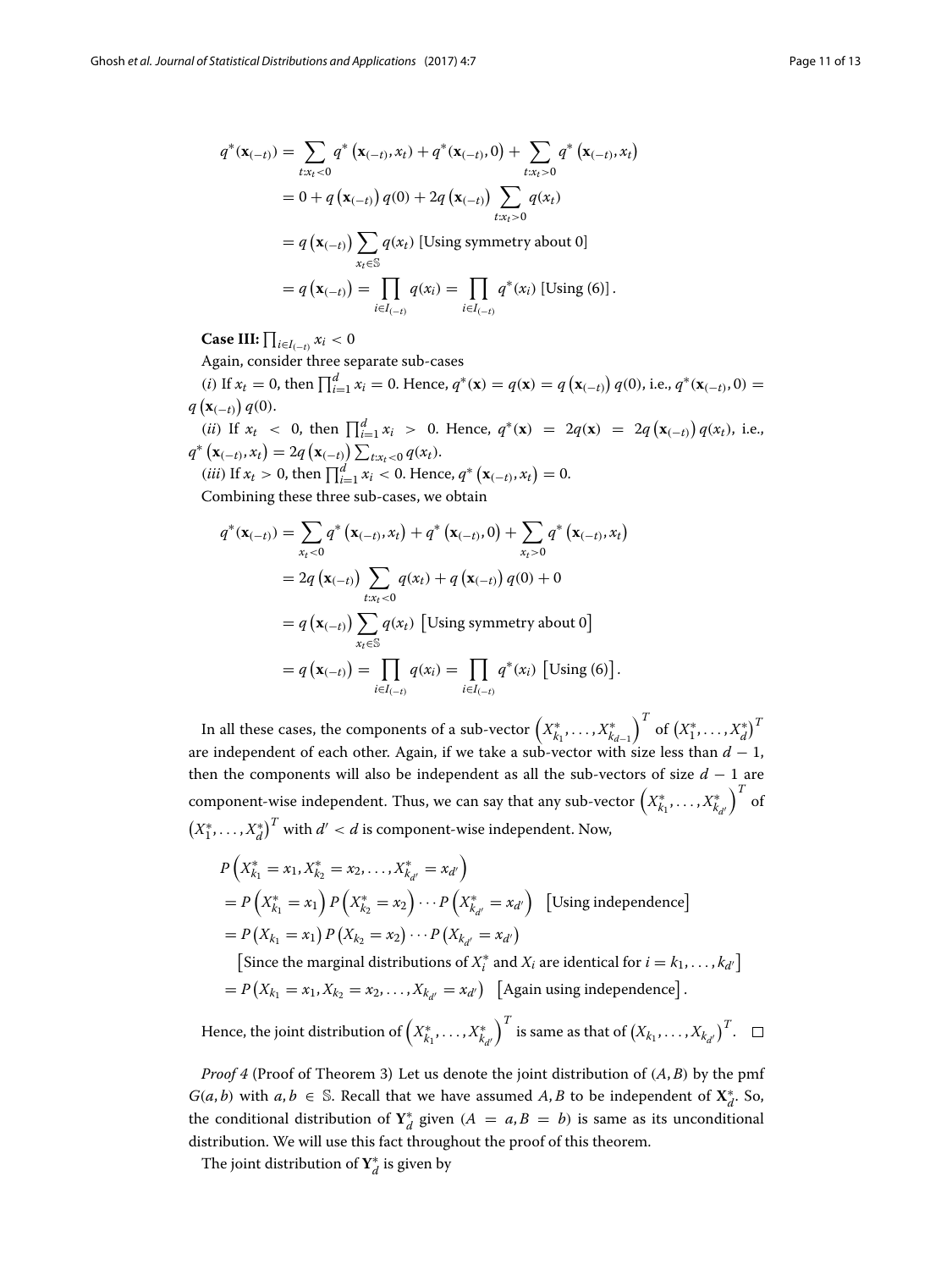$$
\begin{aligned}
q^*(\mathbf{x}_{(-t)}) &= \sum_{t:x_t<0} q^*\left(\mathbf{x}_{(-t)}, x_t\right) + q^*(\mathbf{x}_{(-t)}, 0) + \sum_{t:x_t>0} q^*\left(\mathbf{x}_{(-t)}, x_t\right) \\
&= 0 + q\left(\mathbf{x}_{(-t)}\right) q(0) + 2q\left(\mathbf{x}_{(-t)}\right) \sum_{t:x_t>0} q(x_t) \\
&= q\left(\mathbf{x}_{(-t)}\right) \sum_{x_t \in \mathbb{S}} q(x_t) \text{ [Using symmetry about 0]} \\
&= q\left(\mathbf{x}_{(-t)}\right) = \prod_{i \in I_{(-t)}} q(x_i) = \prod_{i \in I_{(-t)}} q^*(x_i) \text{ [Using (6)]}.
\end{aligned}
$$

**Case III:** $\prod_{i \in I_{(-t)}} x_i < 0$

Again, consider three separate sub-cases

($i$) If $x_t = 0$, then $\prod_{i=1}^{d} x_i = 0$. Hence, $q^*(\mathbf{x}) = q(\mathbf{x}) = q\left(\mathbf{x}_{(-t)}\right) q(0)$, i.e., $q^*(\mathbf{x}_{(-t)}, 0) = q\left(\mathbf{x}_{(-t)}\right) q(0)$.

($ii$) If $x_t < 0$, then $\prod_{i=1}^{d} x_i > 0$. Hence, $q^*(\mathbf{x}) = 2q(\mathbf{x}) = 2q\left(\mathbf{x}_{(-t)}\right) q(x_t)$, i.e., $q^*\left(\mathbf{x}_{(-t)}, x_t\right) = 2q\left(\mathbf{x}_{(-t)}\right) \sum_{t:x_t<0} q(x_t)$.

($iii$) If $x_t > 0$, then $\prod_{i=1}^{d} x_i < 0$. Hence, $q^*\left(\mathbf{x}_{(-t)}, x_t\right) = 0$.

Combining these three sub-cases, we obtain

$$
\begin{aligned}
q^*(\mathbf{x}_{(-t)}) &= \sum_{x_t<0} q^*\left(\mathbf{x}_{(-t)}, x_t\right) + q^*\left(\mathbf{x}_{(-t)}, 0\right) + \sum_{x_t>0} q^*\left(\mathbf{x}_{(-t)}, x_t\right) \\
&= 2q\left(\mathbf{x}_{(-t)}\right) \sum_{t:x_t<0} q(x_t) + q\left(\mathbf{x}_{(-t)}\right) q(0) + 0 \\
&= q\left(\mathbf{x}_{(-t)}\right) \sum_{x_t \in \mathbb{S}} q(x_t) \;\left[\text{Using symmetry about 0}\right] \\
&= q\left(\mathbf{x}_{(-t)}\right) = \prod_{i \in I_{(-t)}} q(x_i) = \prod_{i \in I_{(-t)}} q^*(x_i) \;\left[\text{Using (6)}\right].
\end{aligned}
$$

In all these cases, the components of a sub-vector $\left(X^*_{k_1}, \ldots, X^*_{k_{d-1}}\right)^T$ of $\left(X^*_1, \ldots, X^*_d\right)^T$ are independent of each other. Again, if we take a sub-vector with size less than $d-1$, then the components will also be independent as all the sub-vectors of size $d-1$ are component-wise independent. Thus, we can say that any sub-vector $\left(X^*_{k_1}, \ldots, X^*_{k_{d'}}\right)^T$ of $\left(X^*_1, \ldots, X^*_d\right)^T$ with $d' < d$ is component-wise independent. Now,

$$
\begin{aligned}
&P\left(X^*_{k_1} = x_1, X^*_{k_2} = x_2, \ldots, X^*_{k_{d'}} = x_{d'}\right) \\
&= P\left(X^*_{k_1} = x_1\right) P\left(X^*_{k_2} = x_2\right) \cdots P\left(X^*_{k_{d'}} = x_{d'}\right) \quad \left[\text{Using independence}\right] \\
&= P\left(X_{k_1} = x_1\right) P\left(X_{k_2} = x_2\right) \cdots P\left(X_{k_{d'}} = x_{d'}\right) \\
&\quad \left[\text{Since the marginal distributions of } X^*_i \text{ and } X_i \text{ are identical for } i = k_1, \ldots, k_{d'}\right] \\
&= P\left(X_{k_1} = x_1, X_{k_2} = x_2, \ldots, X_{k_{d'}} = x_{d'}\right) \quad \left[\text{Again using independence}\right].
\end{aligned}
$$

Hence, the joint distribution of $\left(X^*_{k_1}, \ldots, X^*_{k_{d'}}\right)^T$ is same as that of $\left(X_{k_1}, \ldots, X_{k_{d'}}\right)^T$. $\square$

*Proof 4* (Proof of Theorem 3) Let us denote the joint distribution of $(A, B)$ by the pmf $G(a, b)$ with $a, b \in \mathbb{S}$. Recall that we have assumed $A, B$ to be independent of $\mathbf{X}^*_d$. So, the conditional distribution of $\mathbf{Y}^*_d$ given $(A = a, B = b)$ is same as its unconditional distribution. We will use this fact throughout the proof of this theorem.

The joint distribution of $\mathbf{Y}^*_d$ is given by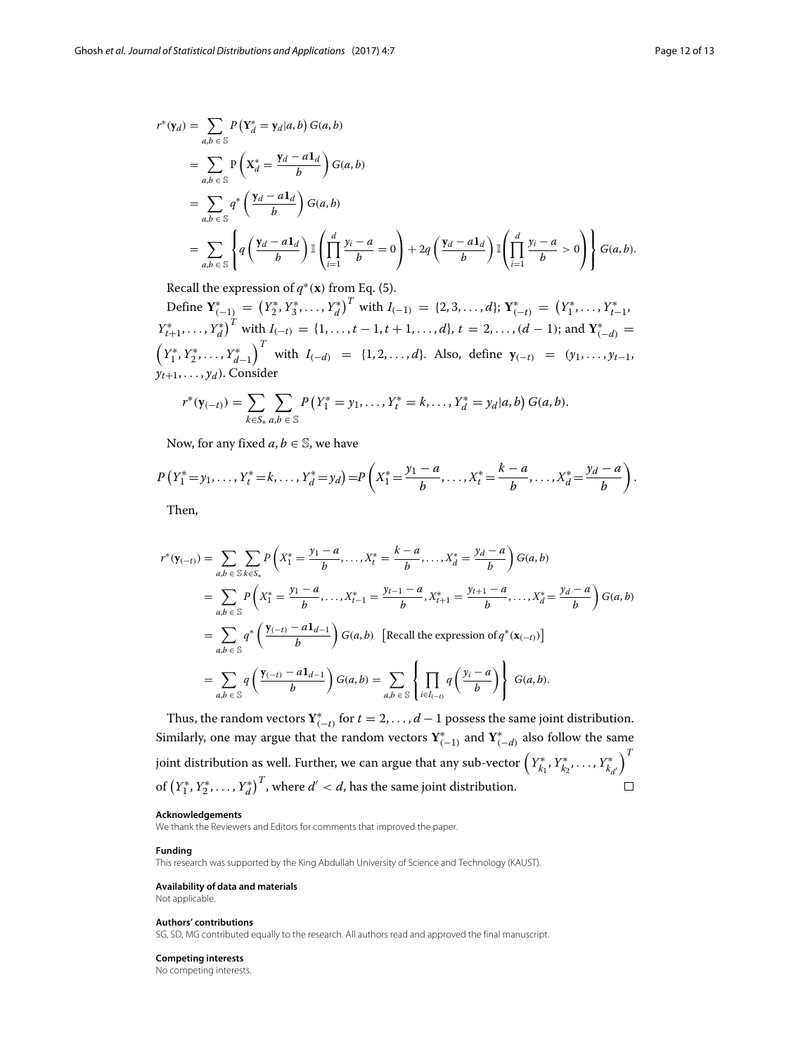$$
\begin{aligned}
r^*(\mathbf{y}_d) &= \sum_{a,b \in \mathbb{S}} P\left(\mathbf{Y}_d^* = \mathbf{y}_d | a, b\right) G(a,b) \\
&= \sum_{a,b \in \mathbb{S}} \mathrm{P}\left(\mathbf{X}_d^* = \frac{\mathbf{y}_d - a\mathbf{1}_d}{b}\right) G(a,b) \\
&= \sum_{a,b \in \mathbb{S}} q^*\left(\frac{\mathbf{y}_d - a\mathbf{1}_d}{b}\right) G(a,b) \\
&= \sum_{a,b \in \mathbb{S}} \left\{ q\left(\frac{\mathbf{y}_d - a\mathbf{1}_d}{b}\right) \mathbb{I}\left(\prod_{i=1}^{d} \frac{y_i - a}{b} = 0\right) + 2q\left(\frac{\mathbf{y}_d - a\mathbf{1}_d}{b}\right) \mathbb{I}\left(\prod_{i=1}^{d} \frac{y_i - a}{b} > 0\right) \right\} G(a,b).
\end{aligned}
$$

Recall the expression of $q^*(\mathbf{x})$ from Eq. (5).

Define $\mathbf{Y}_{(-1)}^* = \left(Y_2^*, Y_3^*, \ldots, Y_d^*\right)^T$ with $I_{(-1)} = \{2, 3, \ldots, d\}$; $\mathbf{Y}_{(-t)}^* = \left(Y_1^*, \ldots, Y_{t-1}^*, Y_{t+1}^*, \ldots, Y_d^*\right)^T$ with $I_{(-t)} = \{1, \ldots, t-1, t+1, \ldots, d\}$, $t = 2, \ldots, (d-1)$; and $\mathbf{Y}_{(-d)}^* = \left(Y_1^*, Y_2^*, \ldots, Y_{d-1}^*\right)^T$ with $I_{(-d)} = \{1, 2, \ldots, d\}$. Also, define $\mathbf{y}_{(-t)} = (y_1, \ldots, y_{t-1}, y_{t+1}, \ldots, y_d)$. Consider

$$
r^*(\mathbf{y}_{(-t)}) = \sum_{k \in S_*} \sum_{a,b \in \mathbb{S}} P\left(Y_1^* = y_1, \ldots, Y_t^* = k, \ldots, Y_d^* = y_d | a, b\right) G(a,b).
$$

Now, for any fixed $a, b \in \mathbb{S}$, we have

$$
P\left(Y_1^* = y_1, \ldots, Y_t^* = k, \ldots, Y_d^* = y_d\right) = P\left(X_1^* = \frac{y_1 - a}{b}, \ldots, X_t^* = \frac{k - a}{b}, \ldots, X_d^* = \frac{y_d - a}{b}\right).
$$

Then,

$$
\begin{aligned}
r^*(\mathbf{y}_{(-t)}) &= \sum_{a,b \in \mathbb{S}} \sum_{k \in S_*} P\left(X_1^* = \frac{y_1 - a}{b}, \ldots, X_t^* = \frac{k - a}{b}, \ldots, X_d^* = \frac{y_d - a}{b}\right) G(a,b) \\
&= \sum_{a,b \in \mathbb{S}} P\left(X_1^* = \frac{y_1 - a}{b}, \ldots, X_{t-1}^* = \frac{y_{t-1} - a}{b}, X_{t+1}^* = \frac{y_{t+1} - a}{b}, \ldots, X_d^* = \frac{y_d - a}{b}\right) G(a,b) \\
&= \sum_{a,b \in \mathbb{S}} q^*\left(\frac{\mathbf{y}_{(-t)} - a\mathbf{1}_{d-1}}{b}\right) G(a,b) \quad \left[\text{Recall the expression of } q^*(\mathbf{x}_{(-t)})\right] \\
&= \sum_{a,b \in \mathbb{S}} q\left(\frac{\mathbf{y}_{(-t)} - a\mathbf{1}_{d-1}}{b}\right) G(a,b) = \sum_{a,b \in \mathbb{S}} \left\{ \prod_{i \in I_{(-t)}} q\left(\frac{y_i - a}{b}\right) \right\} G(a,b).
\end{aligned}
$$

Thus, the random vectors $\mathbf{Y}_{(-t)}^*$ for $t = 2, \ldots, d-1$ possess the same joint distribution. Similarly, one may argue that the random vectors $\mathbf{Y}_{(-1)}^*$ and $\mathbf{Y}_{(-d)}^*$ also follow the same joint distribution as well. Further, we can argue that any sub-vector $\left(Y_{k_1}^*, Y_{k_2}^*, \ldots, Y_{k_{d'}}^*\right)^T$ of $\left(Y_1^*, Y_2^*, \ldots, Y_d^*\right)^T$, where $d' < d$, has the same joint distribution. □

**Acknowledgements**

We thank the Reviewers and Editors for comments that improved the paper.

**Funding**

This research was supported by the King Abdullah University of Science and Technology (KAUST).

**Availability of data and materials**

Not applicable.

**Authors' contributions**

SG, SD, MG contributed equally to the research. All authors read and approved the final manuscript.

**Competing interests**

No competing interests.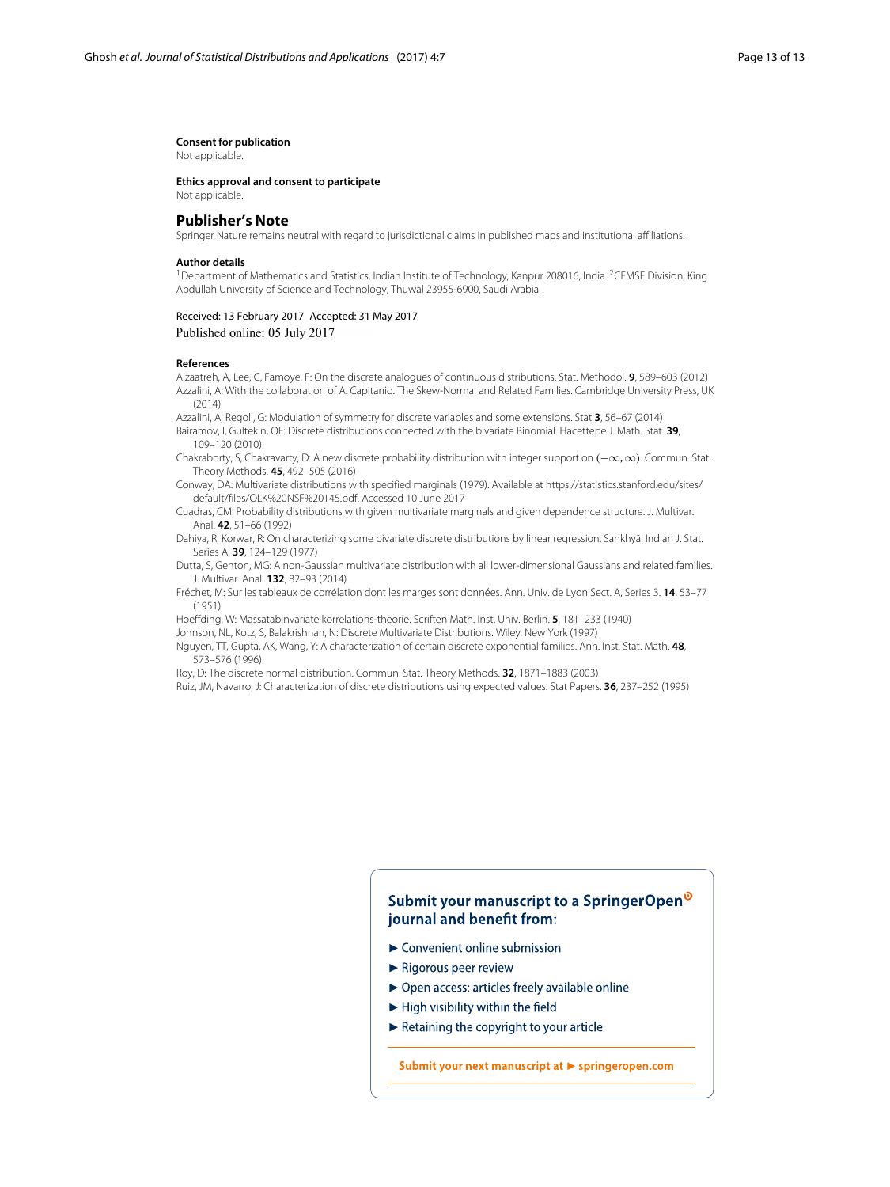**Consent for publication**
Not applicable.

**Ethics approval and consent to participate**
Not applicable.

## Publisher's Note

Springer Nature remains neutral with regard to jurisdictional claims in published maps and institutional affiliations.

**Author details**
[1]Department of Mathematics and Statistics, Indian Institute of Technology, Kanpur 208016, India. [2]CEMSE Division, King Abdullah University of Science and Technology, Thuwal 23955-6900, Saudi Arabia.

Received: 13 February 2017 Accepted: 31 May 2017
Published online: 05 July 2017

**References**

Alzaatreh, A, Lee, C, Famoye, F: On the discrete analogues of continuous distributions. Stat. Methodol. **9**, 589–603 (2012)

Azzalini, A: With the collaboration of A. Capitanio. The Skew-Normal and Related Families. Cambridge University Press, UK (2014)

Azzalini, A, Regoli, G: Modulation of symmetry for discrete variables and some extensions. Stat **3**, 56–67 (2014)

Bairamov, I, Gultekin, OE: Discrete distributions connected with the bivariate Binomial. Hacettepe J. Math. Stat. **39**, 109–120 (2010)

Chakraborty, S, Chakravarty, D: A new discrete probability distribution with integer support on $(-\infty, \infty)$. Commun. Stat. Theory Methods. **45**, 492–505 (2016)

Conway, DA: Multivariate distributions with specified marginals (1979). Available at https://statistics.stanford.edu/sites/default/files/OLK%20NSF%20145.pdf. Accessed 10 June 2017

Cuadras, CM: Probability distributions with given multivariate marginals and given dependence structure. J. Multivar. Anal. **42**, 51–66 (1992)

Dahiya, R, Korwar, R: On characterizing some bivariate discrete distributions by linear regression. Sankhyā: Indian J. Stat. Series A. **39**, 124–129 (1977)

Dutta, S, Genton, MG: A non-Gaussian multivariate distribution with all lower-dimensional Gaussians and related families. J. Multivar. Anal. **132**, 82–93 (2014)

Fréchet, M: Sur les tableaux de corrélation dont les marges sont données. Ann. Univ. de Lyon Sect. A, Series 3. **14**, 53–77 (1951)

Hoeffding, W: Massatabinvariate korrelations-theorie. Scriften Math. Inst. Univ. Berlin. **5**, 181–233 (1940)

Johnson, NL, Kotz, S, Balakrishnan, N: Discrete Multivariate Distributions. Wiley, New York (1997)

Nguyen, TT, Gupta, AK, Wang, Y: A characterization of certain discrete exponential families. Ann. Inst. Stat. Math. **48**, 573–576 (1996)

Roy, D: The discrete normal distribution. Commun. Stat. Theory Methods. **32**, 1871–1883 (2003)

Ruiz, JM, Navarro, J: Characterization of discrete distributions using expected values. Stat Papers. **36**, 237–252 (1995)

**Submit your manuscript to a SpringerOpen journal and benefit from:**

- Convenient online submission
- Rigorous peer review
- Open access: articles freely available online
- High visibility within the field
- Retaining the copyright to your article

**Submit your next manuscript at ▶ springeropen.com**